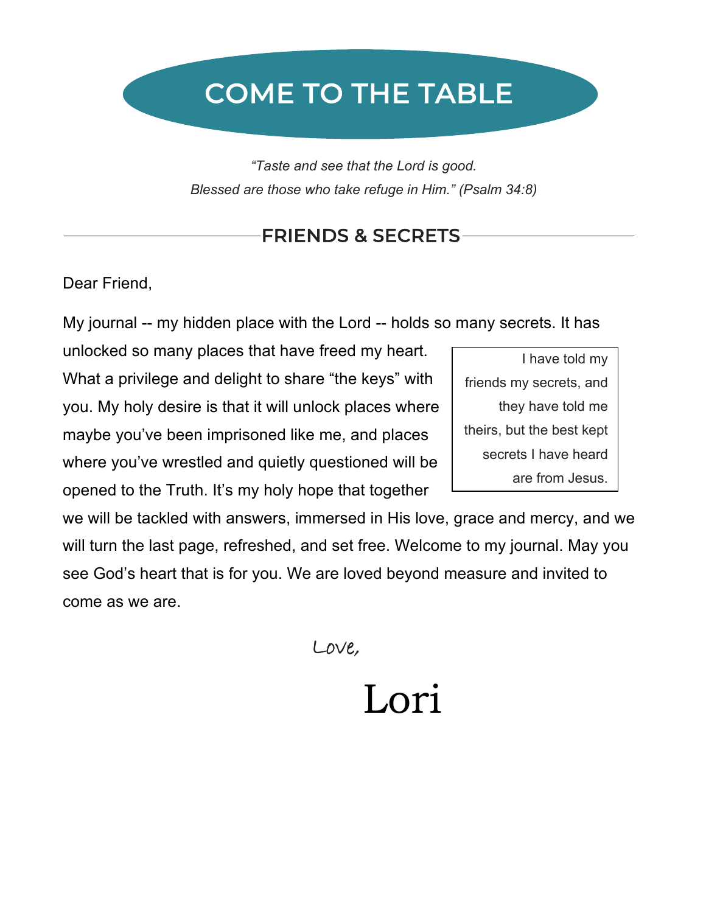# COME TO THE TABLE

*"Taste and see that the Lord is good.*
*Blessed are those who take refuge in Him." (Psalm 34:8)*

## FRIENDS & SECRETS

Dear Friend,

My journal -- my hidden place with the Lord -- holds so many secrets. It has unlocked so many places that have freed my heart. What a privilege and delight to share "the keys" with you. My holy desire is that it will unlock places where maybe you've been imprisoned like me, and places where you've wrestled and quietly questioned will be opened to the Truth. It's my holy hope that together we will be tackled with answers, immersed in His love, grace and mercy, and we will turn the last page, refreshed, and set free. Welcome to my journal. May you see God's heart that is for you. We are loved beyond measure and invited to come as we are.

> I have told my friends my secrets, and they have told me theirs, but the best kept secrets I have heard are from Jesus.

Love,

Lori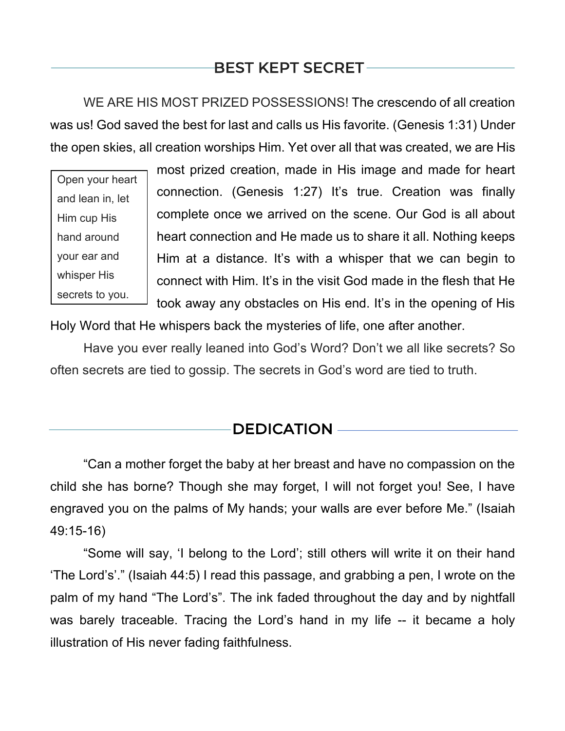## BEST KEPT SECRET

WE ARE HIS MOST PRIZED POSSESSIONS! The crescendo of all creation was us! God saved the best for last and calls us His favorite. (Genesis 1:31) Under the open skies, all creation worships Him. Yet over all that was created, we are His most prized creation, made in His image and made for heart connection. (Genesis 1:27) It's true. Creation was finally complete once we arrived on the scene. Our God is all about heart connection and He made us to share it all. Nothing keeps Him at a distance. It's with a whisper that we can begin to connect with Him. It's in the visit God made in the flesh that He took away any obstacles on His end. It's in the opening of His Holy Word that He whispers back the mysteries of life, one after another.

> Open your heart and lean in, let Him cup His hand around your ear and whisper His secrets to you.

Have you ever really leaned into God's Word? Don't we all like secrets? So often secrets are tied to gossip. The secrets in God's word are tied to truth.

## DEDICATION

"Can a mother forget the baby at her breast and have no compassion on the child she has borne? Though she may forget, I will not forget you! See, I have engraved you on the palms of My hands; your walls are ever before Me." (Isaiah 49:15-16)

"Some will say, 'I belong to the Lord'; still others will write it on their hand 'The Lord's'." (Isaiah 44:5) I read this passage, and grabbing a pen, I wrote on the palm of my hand "The Lord's". The ink faded throughout the day and by nightfall was barely traceable. Tracing the Lord's hand in my life -- it became a holy illustration of His never fading faithfulness.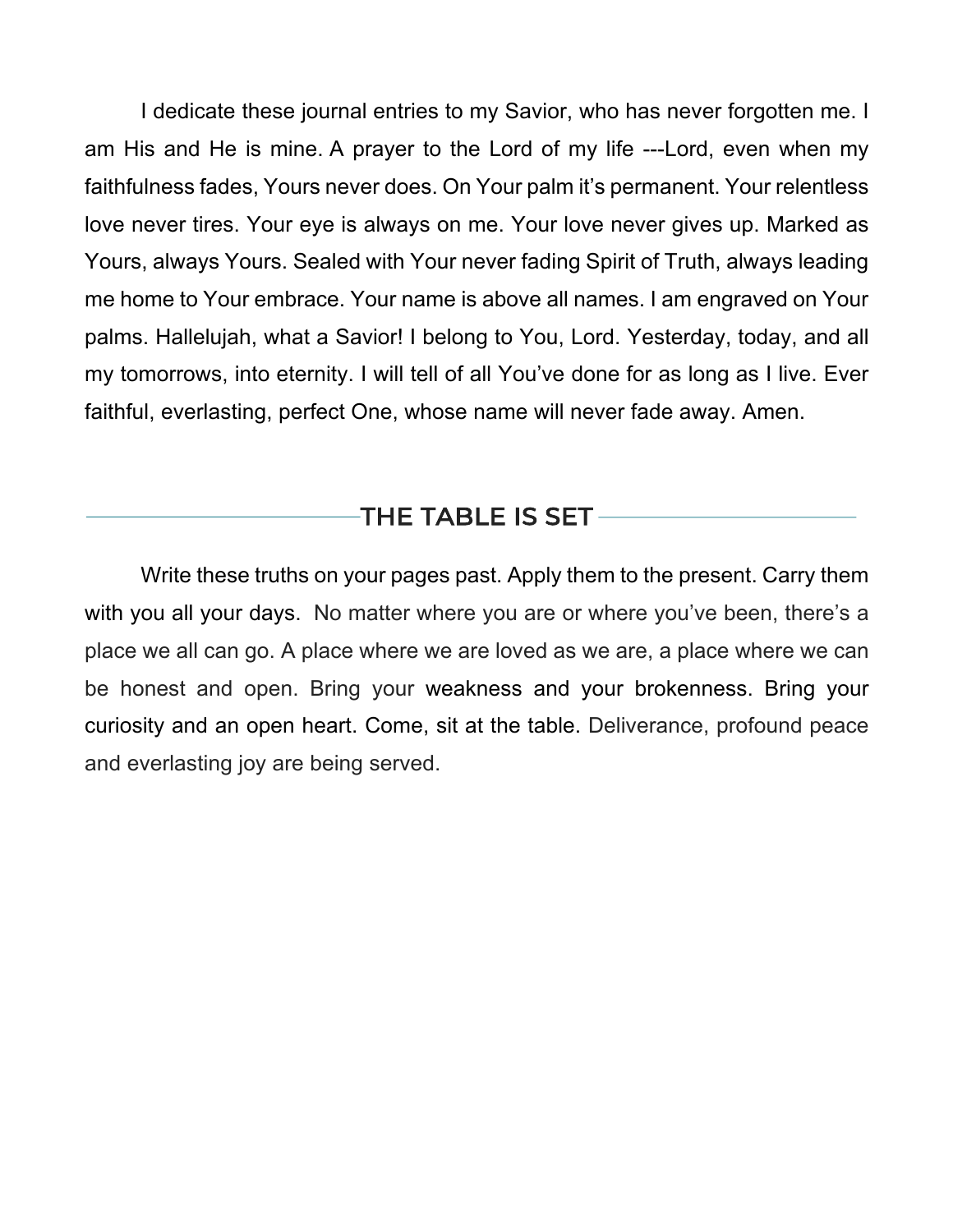I dedicate these journal entries to my Savior, who has never forgotten me. I am His and He is mine. A prayer to the Lord of my life ---Lord, even when my faithfulness fades, Yours never does. On Your palm it's permanent. Your relentless love never tires. Your eye is always on me. Your love never gives up. Marked as Yours, always Yours. Sealed with Your never fading Spirit of Truth, always leading me home to Your embrace. Your name is above all names. I am engraved on Your palms. Hallelujah, what a Savior! I belong to You, Lord. Yesterday, today, and all my tomorrows, into eternity. I will tell of all You've done for as long as I live. Ever faithful, everlasting, perfect One, whose name will never fade away. Amen.

## THE TABLE IS SET

Write these truths on your pages past. Apply them to the present. Carry them with you all your days. No matter where you are or where you've been, there's a place we all can go. A place where we are loved as we are, a place where we can be honest and open. Bring your weakness and your brokenness. Bring your curiosity and an open heart. Come, sit at the table. Deliverance, profound peace and everlasting joy are being served.